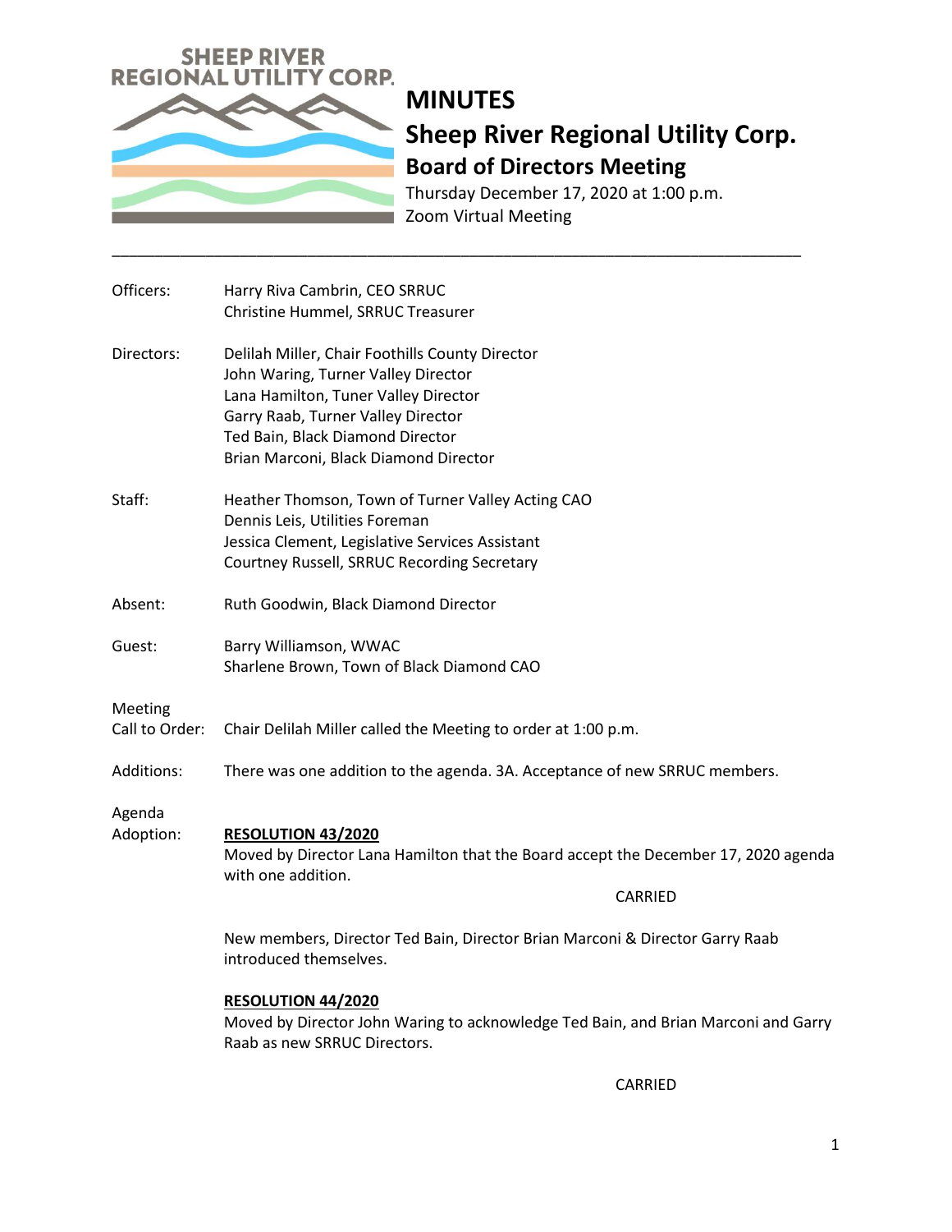SHEEP RIVER REGIONAL UTILITY CORP.

# MINUTES

## Sheep River Regional Utility Corp.

### Board of Directors Meeting

Thursday December 17, 2020 at 1:00 p.m.
Zoom Virtual Meeting

---

**Officers:** Harry Riva Cambrin, CEO SRRUC
Christine Hummel, SRRUC Treasurer

**Directors:** Delilah Miller, Chair Foothills County Director
John Waring, Turner Valley Director
Lana Hamilton, Tuner Valley Director
Garry Raab, Turner Valley Director
Ted Bain, Black Diamond Director
Brian Marconi, Black Diamond Director

**Staff:** Heather Thomson, Town of Turner Valley Acting CAO
Dennis Leis, Utilities Foreman
Jessica Clement, Legislative Services Assistant
Courtney Russell, SRRUC Recording Secretary

**Absent:** Ruth Goodwin, Black Diamond Director

**Guest:** Barry Williamson, WWAC
Sharlene Brown, Town of Black Diamond CAO

**Meeting Call to Order:** Chair Delilah Miller called the Meeting to order at 1:00 p.m.

**Additions:** There was one addition to the agenda. 3A. Acceptance of new SRRUC members.

**Agenda Adoption:**

**RESOLUTION 43/2020**

Moved by Director Lana Hamilton that the Board accept the December 17, 2020 agenda with one addition.

CARRIED

New members, Director Ted Bain, Director Brian Marconi & Director Garry Raab introduced themselves.

**RESOLUTION 44/2020**

Moved by Director John Waring to acknowledge Ted Bain, and Brian Marconi and Garry Raab as new SRRUC Directors.

CARRIED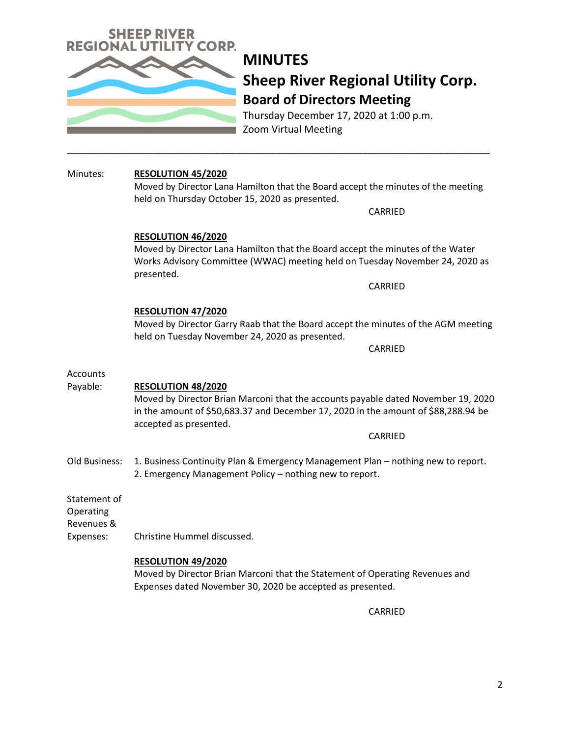# MINUTES

## Sheep River Regional Utility Corp.

### Board of Directors Meeting

Thursday December 17, 2020 at 1:00 p.m.
Zoom Virtual Meeting

---

Minutes:

**RESOLUTION 45/2020**
Moved by Director Lana Hamilton that the Board accept the minutes of the meeting held on Thursday October 15, 2020 as presented.

CARRIED

**RESOLUTION 46/2020**
Moved by Director Lana Hamilton that the Board accept the minutes of the Water Works Advisory Committee (WWAC) meeting held on Tuesday November 24, 2020 as presented.

CARRIED

**RESOLUTION 47/2020**
Moved by Director Garry Raab that the Board accept the minutes of the AGM meeting held on Tuesday November 24, 2020 as presented.

CARRIED

Accounts Payable:

**RESOLUTION 48/2020**
Moved by Director Brian Marconi that the accounts payable dated November 19, 2020 in the amount of $50,683.37 and December 17, 2020 in the amount of $88,288.94 be accepted as presented.

CARRIED

Old Business:

1. Business Continuity Plan & Emergency Management Plan – nothing new to report.
2. Emergency Management Policy – nothing new to report.

Statement of Operating Revenues & Expenses: Christine Hummel discussed.

**RESOLUTION 49/2020**
Moved by Director Brian Marconi that the Statement of Operating Revenues and Expenses dated November 30, 2020 be accepted as presented.

CARRIED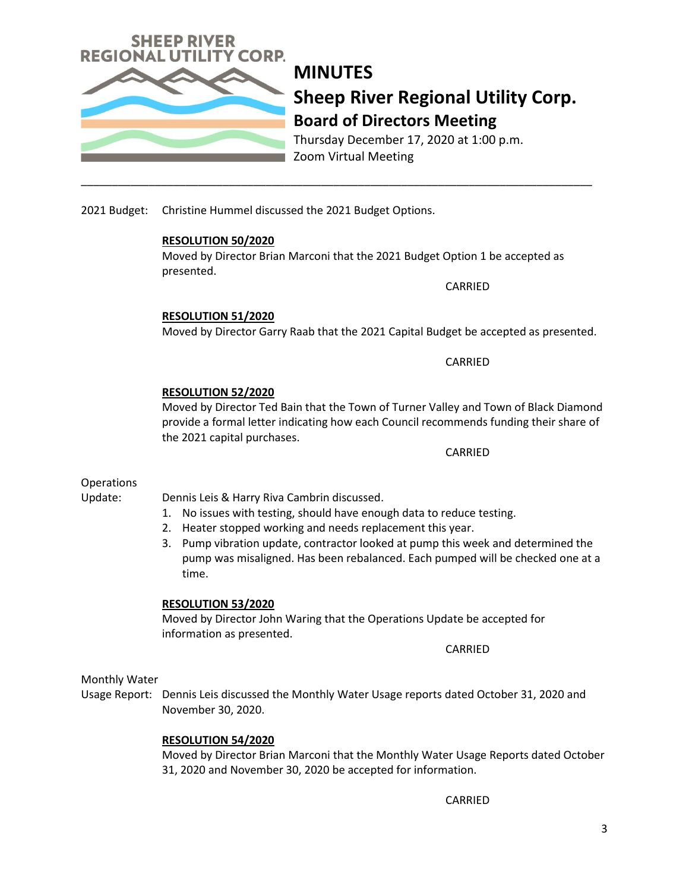# MINUTES

## Sheep River Regional Utility Corp.

### Board of Directors Meeting

Thursday December 17, 2020 at 1:00 p.m.
Zoom Virtual Meeting

---

2021 Budget: Christine Hummel discussed the 2021 Budget Options.

**RESOLUTION 50/2020**
Moved by Director Brian Marconi that the 2021 Budget Option 1 be accepted as presented.

CARRIED

**RESOLUTION 51/2020**
Moved by Director Garry Raab that the 2021 Capital Budget be accepted as presented.

CARRIED

**RESOLUTION 52/2020**
Moved by Director Ted Bain that the Town of Turner Valley and Town of Black Diamond provide a formal letter indicating how each Council recommends funding their share of the 2021 capital purchases.

CARRIED

Operations Update: Dennis Leis & Harry Riva Cambrin discussed.

1. No issues with testing, should have enough data to reduce testing.
2. Heater stopped working and needs replacement this year.
3. Pump vibration update, contractor looked at pump this week and determined the pump was misaligned. Has been rebalanced. Each pumped will be checked one at a time.

**RESOLUTION 53/2020**
Moved by Director John Waring that the Operations Update be accepted for information as presented.

CARRIED

Monthly Water Usage Report: Dennis Leis discussed the Monthly Water Usage reports dated October 31, 2020 and November 30, 2020.

**RESOLUTION 54/2020**
Moved by Director Brian Marconi that the Monthly Water Usage Reports dated October 31, 2020 and November 30, 2020 be accepted for information.

CARRIED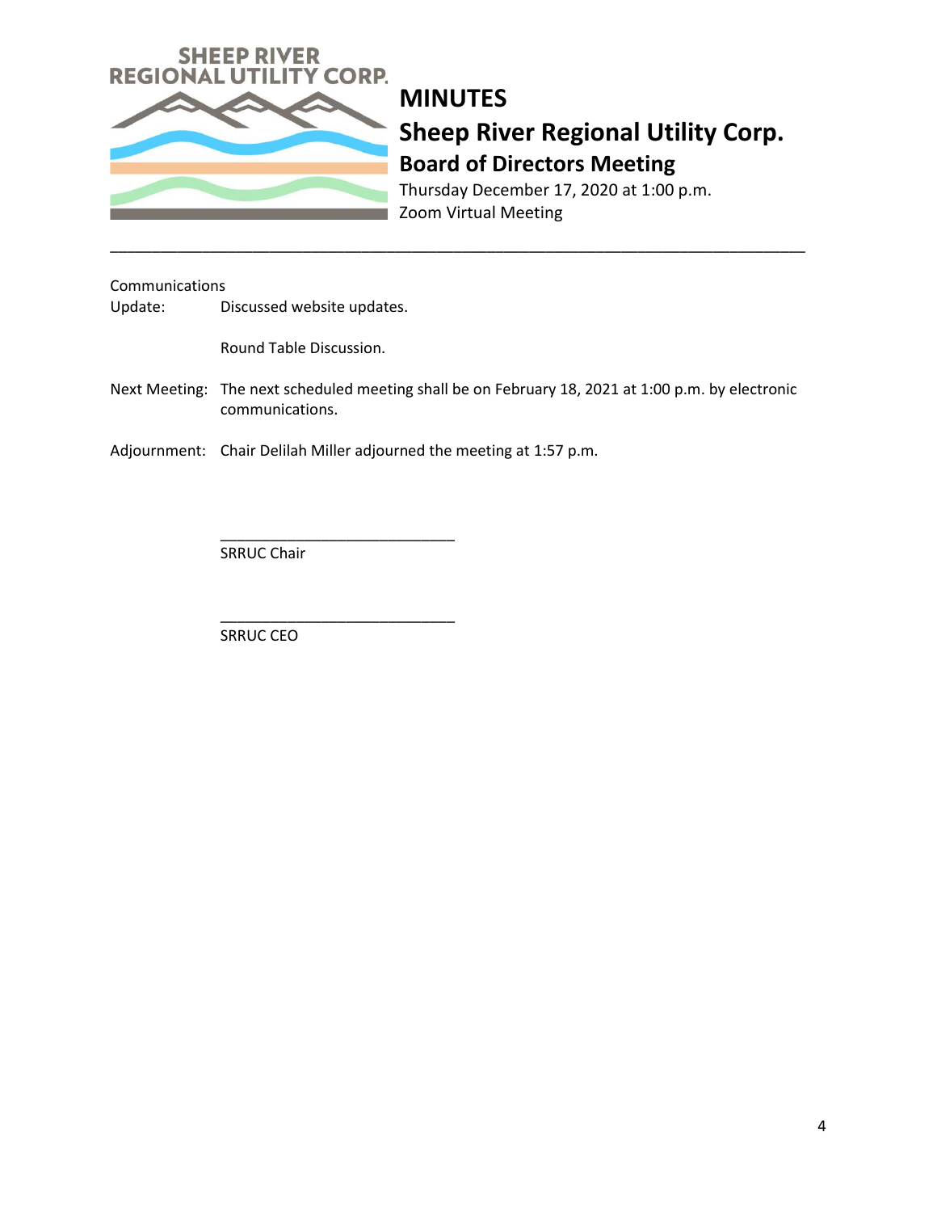# MINUTES

## Sheep River Regional Utility Corp.

### Board of Directors Meeting

Thursday December 17, 2020 at 1:00 p.m.
Zoom Virtual Meeting

---

Communications
Update: Discussed website updates.

Round Table Discussion.

Next Meeting: The next scheduled meeting shall be on February 18, 2021 at 1:00 p.m. by electronic communications.

Adjournment: Chair Delilah Miller adjourned the meeting at 1:57 p.m.

\_\_\_\_\_\_\_\_\_\_\_\_\_\_\_\_\_\_\_\_\_\_\_\_\_\_\_\_
SRRUC Chair

\_\_\_\_\_\_\_\_\_\_\_\_\_\_\_\_\_\_\_\_\_\_\_\_\_\_\_\_
SRRUC CEO